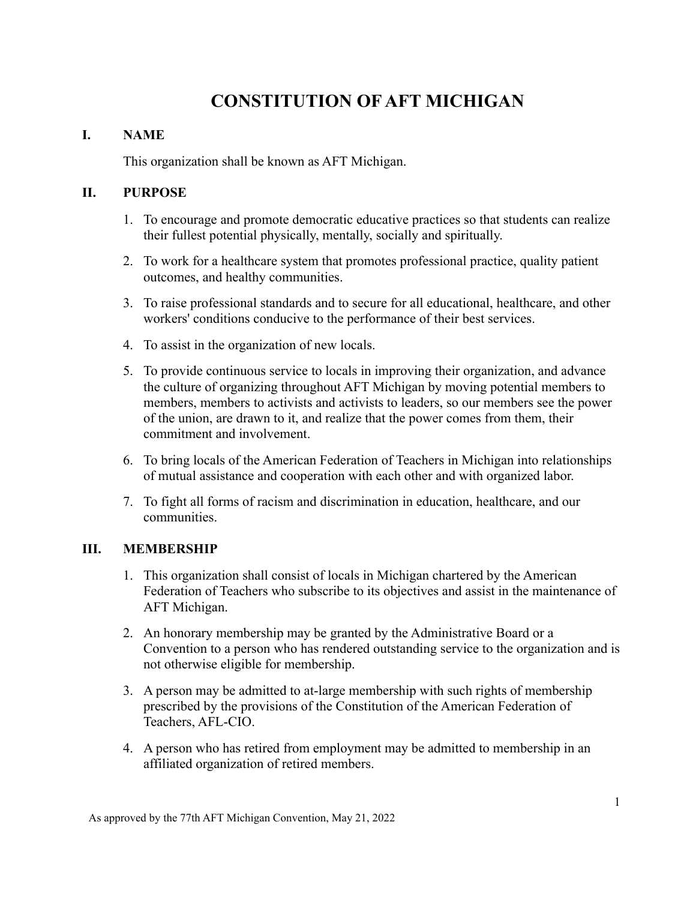# CONSTITUTION OF AFT MICHIGAN

## I. NAME

This organization shall be known as AFT Michigan.

## II. PURPOSE

1. To encourage and promote democratic educative practices so that students can realize their fullest potential physically, mentally, socially and spiritually.
2. To work for a healthcare system that promotes professional practice, quality patient outcomes, and healthy communities.
3. To raise professional standards and to secure for all educational, healthcare, and other workers' conditions conducive to the performance of their best services.
4. To assist in the organization of new locals.
5. To provide continuous service to locals in improving their organization, and advance the culture of organizing throughout AFT Michigan by moving potential members to members, members to activists and activists to leaders, so our members see the power of the union, are drawn to it, and realize that the power comes from them, their commitment and involvement.
6. To bring locals of the American Federation of Teachers in Michigan into relationships of mutual assistance and cooperation with each other and with organized labor.
7. To fight all forms of racism and discrimination in education, healthcare, and our communities.

## III. MEMBERSHIP

1. This organization shall consist of locals in Michigan chartered by the American Federation of Teachers who subscribe to its objectives and assist in the maintenance of AFT Michigan.
2. An honorary membership may be granted by the Administrative Board or a Convention to a person who has rendered outstanding service to the organization and is not otherwise eligible for membership.
3. A person may be admitted to at-large membership with such rights of membership prescribed by the provisions of the Constitution of the American Federation of Teachers, AFL-CIO.
4. A person who has retired from employment may be admitted to membership in an affiliated organization of retired members.

As approved by the 77th AFT Michigan Convention, May 21, 2022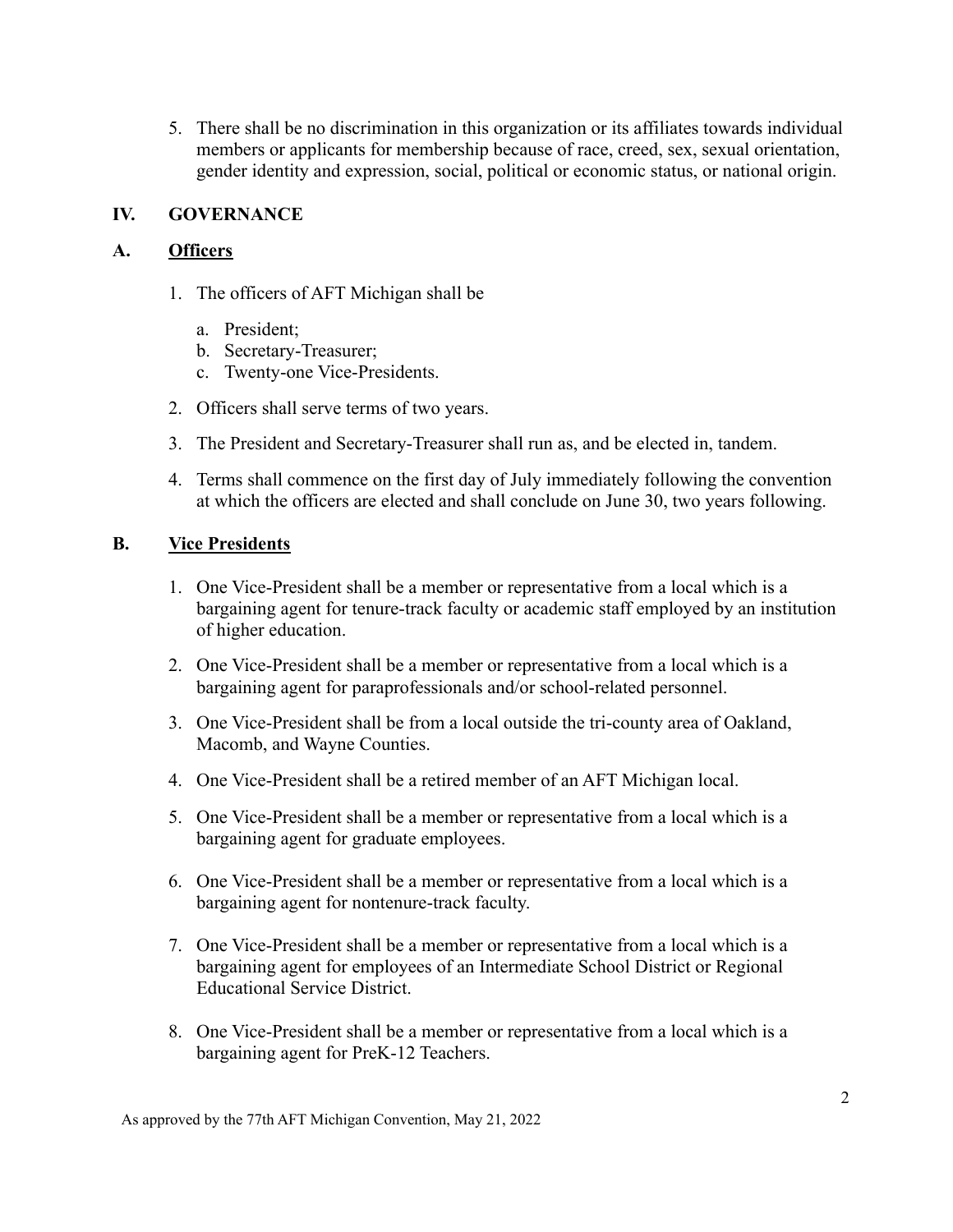5. There shall be no discrimination in this organization or its affiliates towards individual members or applicants for membership because of race, creed, sex, sexual orientation, gender identity and expression, social, political or economic status, or national origin.

## IV. GOVERNANCE

### A. Officers

1. The officers of AFT Michigan shall be

   a. President;
   b. Secretary-Treasurer;
   c. Twenty-one Vice-Presidents.

2. Officers shall serve terms of two years.

3. The President and Secretary-Treasurer shall run as, and be elected in, tandem.

4. Terms shall commence on the first day of July immediately following the convention at which the officers are elected and shall conclude on June 30, two years following.

### B. Vice Presidents

1. One Vice-President shall be a member or representative from a local which is a bargaining agent for tenure-track faculty or academic staff employed by an institution of higher education.

2. One Vice-President shall be a member or representative from a local which is a bargaining agent for paraprofessionals and/or school-related personnel.

3. One Vice-President shall be from a local outside the tri-county area of Oakland, Macomb, and Wayne Counties.

4. One Vice-President shall be a retired member of an AFT Michigan local.

5. One Vice-President shall be a member or representative from a local which is a bargaining agent for graduate employees.

6. One Vice-President shall be a member or representative from a local which is a bargaining agent for nontenure-track faculty.

7. One Vice-President shall be a member or representative from a local which is a bargaining agent for employees of an Intermediate School District or Regional Educational Service District.

8. One Vice-President shall be a member or representative from a local which is a bargaining agent for PreK-12 Teachers.

As approved by the 77th AFT Michigan Convention, May 21, 2022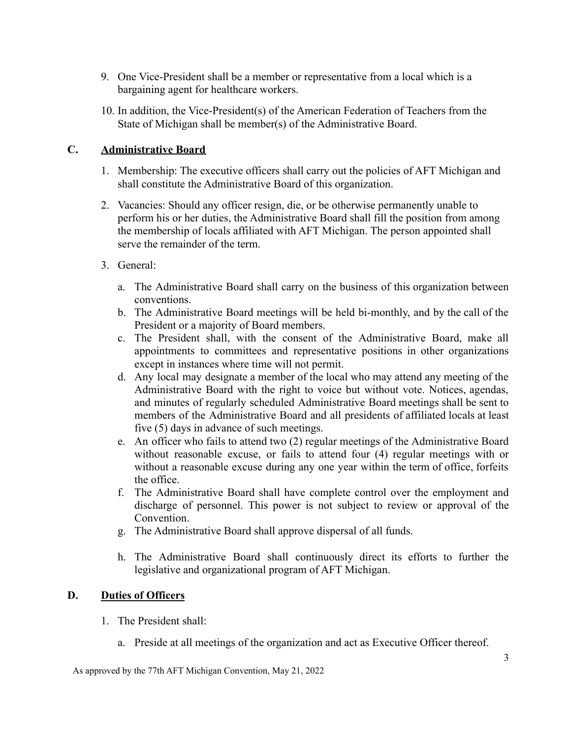9. One Vice-President shall be a member or representative from a local which is a bargaining agent for healthcare workers.

10. In addition, the Vice-President(s) of the American Federation of Teachers from the State of Michigan shall be member(s) of the Administrative Board.

## C. Administrative Board

1. Membership: The executive officers shall carry out the policies of AFT Michigan and shall constitute the Administrative Board of this organization.

2. Vacancies: Should any officer resign, die, or be otherwise permanently unable to perform his or her duties, the Administrative Board shall fill the position from among the membership of locals affiliated with AFT Michigan. The person appointed shall serve the remainder of the term.

3. General:

   a. The Administrative Board shall carry on the business of this organization between conventions.
   b. The Administrative Board meetings will be held bi-monthly, and by the call of the President or a majority of Board members.
   c. The President shall, with the consent of the Administrative Board, make all appointments to committees and representative positions in other organizations except in instances where time will not permit.
   d. Any local may designate a member of the local who may attend any meeting of the Administrative Board with the right to voice but without vote. Notices, agendas, and minutes of regularly scheduled Administrative Board meetings shall be sent to members of the Administrative Board and all presidents of affiliated locals at least five (5) days in advance of such meetings.
   e. An officer who fails to attend two (2) regular meetings of the Administrative Board without reasonable excuse, or fails to attend four (4) regular meetings with or without a reasonable excuse during any one year within the term of office, forfeits the office.
   f. The Administrative Board shall have complete control over the employment and discharge of personnel. This power is not subject to review or approval of the Convention.
   g. The Administrative Board shall approve dispersal of all funds.
   h. The Administrative Board shall continuously direct its efforts to further the legislative and organizational program of AFT Michigan.

## D. Duties of Officers

1. The President shall:

   a. Preside at all meetings of the organization and act as Executive Officer thereof.

As approved by the 77th AFT Michigan Convention, May 21, 2022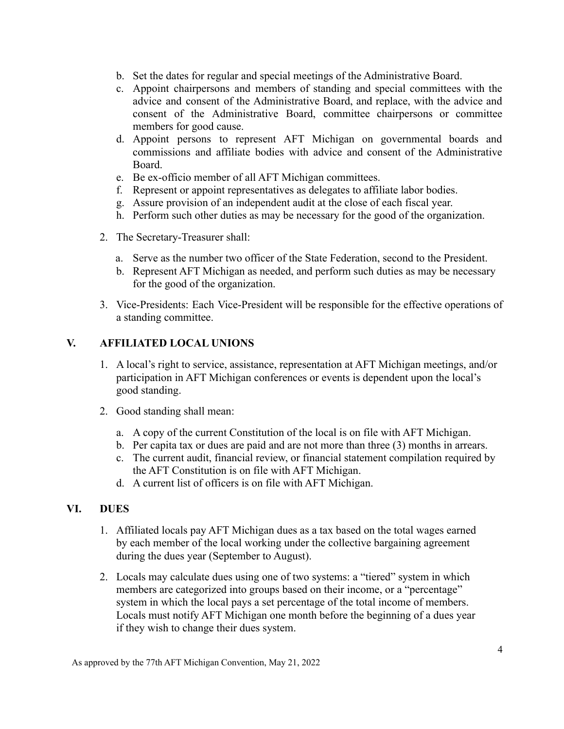b. Set the dates for regular and special meetings of the Administrative Board.
c. Appoint chairpersons and members of standing and special committees with the advice and consent of the Administrative Board, and replace, with the advice and consent of the Administrative Board, committee chairpersons or committee members for good cause.
d. Appoint persons to represent AFT Michigan on governmental boards and commissions and affiliate bodies with advice and consent of the Administrative Board.
e. Be ex-officio member of all AFT Michigan committees.
f. Represent or appoint representatives as delegates to affiliate labor bodies.
g. Assure provision of an independent audit at the close of each fiscal year.
h. Perform such other duties as may be necessary for the good of the organization.

2. The Secretary-Treasurer shall:

   a. Serve as the number two officer of the State Federation, second to the President.
   b. Represent AFT Michigan as needed, and perform such duties as may be necessary for the good of the organization.

3. Vice-Presidents: Each Vice-President will be responsible for the effective operations of a standing committee.

## V. AFFILIATED LOCAL UNIONS

1. A local's right to service, assistance, representation at AFT Michigan meetings, and/or participation in AFT Michigan conferences or events is dependent upon the local's good standing.

2. Good standing shall mean:

   a. A copy of the current Constitution of the local is on file with AFT Michigan.
   b. Per capita tax or dues are paid and are not more than three (3) months in arrears.
   c. The current audit, financial review, or financial statement compilation required by the AFT Constitution is on file with AFT Michigan.
   d. A current list of officers is on file with AFT Michigan.

## VI. DUES

1. Affiliated locals pay AFT Michigan dues as a tax based on the total wages earned by each member of the local working under the collective bargaining agreement during the dues year (September to August).

2. Locals may calculate dues using one of two systems: a "tiered" system in which members are categorized into groups based on their income, or a "percentage" system in which the local pays a set percentage of the total income of members. Locals must notify AFT Michigan one month before the beginning of a dues year if they wish to change their dues system.

As approved by the 77th AFT Michigan Convention, May 21, 2022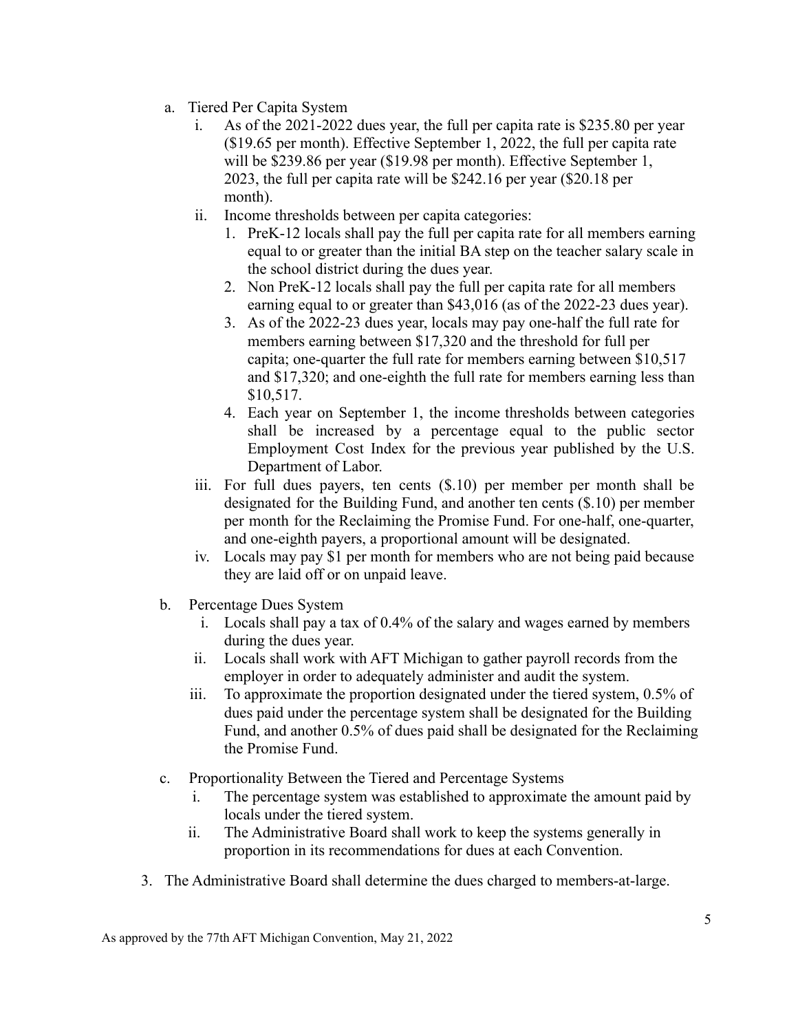a. Tiered Per Capita System
    i. As of the 2021-2022 dues year, the full per capita rate is $235.80 per year ($19.65 per month). Effective September 1, 2022, the full per capita rate will be $239.86 per year ($19.98 per month). Effective September 1, 2023, the full per capita rate will be $242.16 per year ($20.18 per month).
    ii. Income thresholds between per capita categories:
        1. PreK-12 locals shall pay the full per capita rate for all members earning equal to or greater than the initial BA step on the teacher salary scale in the school district during the dues year.
        2. Non PreK-12 locals shall pay the full per capita rate for all members earning equal to or greater than $43,016 (as of the 2022-23 dues year).
        3. As of the 2022-23 dues year, locals may pay one-half the full rate for members earning between $17,320 and the threshold for full per capita; one-quarter the full rate for members earning between $10,517 and $17,320; and one-eighth the full rate for members earning less than $10,517.
        4. Each year on September 1, the income thresholds between categories shall be increased by a percentage equal to the public sector Employment Cost Index for the previous year published by the U.S. Department of Labor.
    iii. For full dues payers, ten cents ($.10) per member per month shall be designated for the Building Fund, and another ten cents ($.10) per member per month for the Reclaiming the Promise Fund. For one-half, one-quarter, and one-eighth payers, a proportional amount will be designated.
    iv. Locals may pay $1 per month for members who are not being paid because they are laid off or on unpaid leave.

b. Percentage Dues System
    i. Locals shall pay a tax of 0.4% of the salary and wages earned by members during the dues year.
    ii. Locals shall work with AFT Michigan to gather payroll records from the employer in order to adequately administer and audit the system.
    iii. To approximate the proportion designated under the tiered system, 0.5% of dues paid under the percentage system shall be designated for the Building Fund, and another 0.5% of dues paid shall be designated for the Reclaiming the Promise Fund.

c. Proportionality Between the Tiered and Percentage Systems
    i. The percentage system was established to approximate the amount paid by locals under the tiered system.
    ii. The Administrative Board shall work to keep the systems generally in proportion in its recommendations for dues at each Convention.

3. The Administrative Board shall determine the dues charged to members-at-large.

As approved by the 77th AFT Michigan Convention, May 21, 2022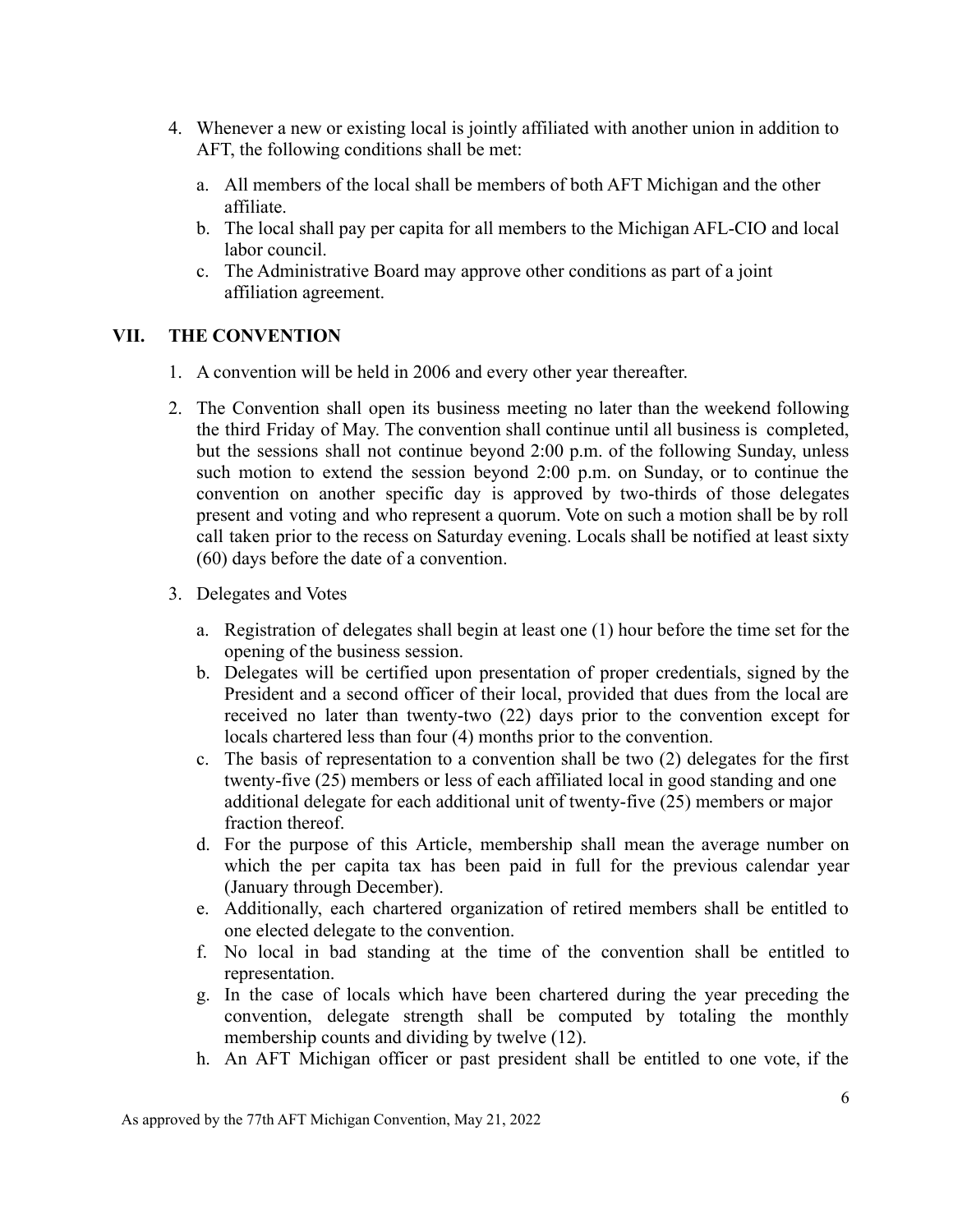4. Whenever a new or existing local is jointly affiliated with another union in addition to AFT, the following conditions shall be met:
    a. All members of the local shall be members of both AFT Michigan and the other affiliate.
    b. The local shall pay per capita for all members to the Michigan AFL-CIO and local labor council.
    c. The Administrative Board may approve other conditions as part of a joint affiliation agreement.

## VII. THE CONVENTION

1. A convention will be held in 2006 and every other year thereafter.

2. The Convention shall open its business meeting no later than the weekend following the third Friday of May. The convention shall continue until all business is completed, but the sessions shall not continue beyond 2:00 p.m. of the following Sunday, unless such motion to extend the session beyond 2:00 p.m. on Sunday, or to continue the convention on another specific day is approved by two-thirds of those delegates present and voting and who represent a quorum. Vote on such a motion shall be by roll call taken prior to the recess on Saturday evening. Locals shall be notified at least sixty (60) days before the date of a convention.

3. Delegates and Votes
    a. Registration of delegates shall begin at least one (1) hour before the time set for the opening of the business session.
    b. Delegates will be certified upon presentation of proper credentials, signed by the President and a second officer of their local, provided that dues from the local are received no later than twenty-two (22) days prior to the convention except for locals chartered less than four (4) months prior to the convention.
    c. The basis of representation to a convention shall be two (2) delegates for the first twenty-five (25) members or less of each affiliated local in good standing and one additional delegate for each additional unit of twenty-five (25) members or major fraction thereof.
    d. For the purpose of this Article, membership shall mean the average number on which the per capita tax has been paid in full for the previous calendar year (January through December).
    e. Additionally, each chartered organization of retired members shall be entitled to one elected delegate to the convention.
    f. No local in bad standing at the time of the convention shall be entitled to representation.
    g. In the case of locals which have been chartered during the year preceding the convention, delegate strength shall be computed by totaling the monthly membership counts and dividing by twelve (12).
    h. An AFT Michigan officer or past president shall be entitled to one vote, if the

As approved by the 77th AFT Michigan Convention, May 21, 2022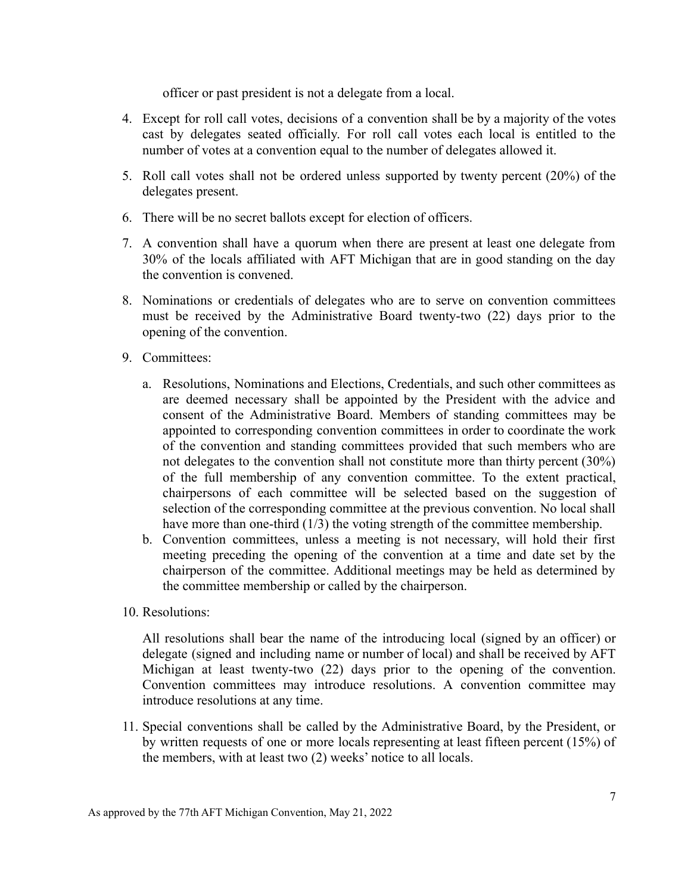officer or past president is not a delegate from a local.

4. Except for roll call votes, decisions of a convention shall be by a majority of the votes cast by delegates seated officially. For roll call votes each local is entitled to the number of votes at a convention equal to the number of delegates allowed it.
5. Roll call votes shall not be ordered unless supported by twenty percent (20%) of the delegates present.
6. There will be no secret ballots except for election of officers.
7. A convention shall have a quorum when there are present at least one delegate from 30% of the locals affiliated with AFT Michigan that are in good standing on the day the convention is convened.
8. Nominations or credentials of delegates who are to serve on convention committees must be received by the Administrative Board twenty-two (22) days prior to the opening of the convention.
9. Committees:
   a. Resolutions, Nominations and Elections, Credentials, and such other committees as are deemed necessary shall be appointed by the President with the advice and consent of the Administrative Board. Members of standing committees may be appointed to corresponding convention committees in order to coordinate the work of the convention and standing committees provided that such members who are not delegates to the convention shall not constitute more than thirty percent (30%) of the full membership of any convention committee. To the extent practical, chairpersons of each committee will be selected based on the suggestion of selection of the corresponding committee at the previous convention. No local shall have more than one-third (1/3) the voting strength of the committee membership.
   b. Convention committees, unless a meeting is not necessary, will hold their first meeting preceding the opening of the convention at a time and date set by the chairperson of the committee. Additional meetings may be held as determined by the committee membership or called by the chairperson.
10. Resolutions:

    All resolutions shall bear the name of the introducing local (signed by an officer) or delegate (signed and including name or number of local) and shall be received by AFT Michigan at least twenty-two (22) days prior to the opening of the convention. Convention committees may introduce resolutions. A convention committee may introduce resolutions at any time.
11. Special conventions shall be called by the Administrative Board, by the President, or by written requests of one or more locals representing at least fifteen percent (15%) of the members, with at least two (2) weeks' notice to all locals.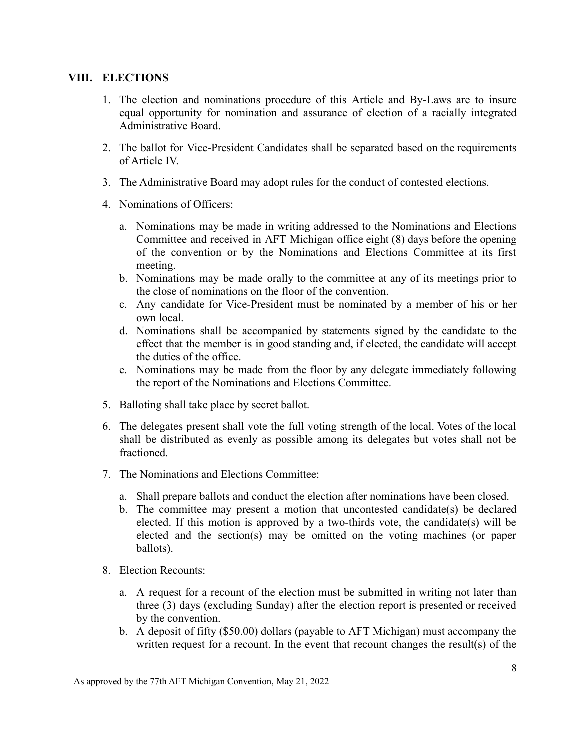## VIII. ELECTIONS

1. The election and nominations procedure of this Article and By-Laws are to insure equal opportunity for nomination and assurance of election of a racially integrated Administrative Board.

2. The ballot for Vice-President Candidates shall be separated based on the requirements of Article IV.

3. The Administrative Board may adopt rules for the conduct of contested elections.

4. Nominations of Officers:

   a. Nominations may be made in writing addressed to the Nominations and Elections Committee and received in AFT Michigan office eight (8) days before the opening of the convention or by the Nominations and Elections Committee at its first meeting.
   b. Nominations may be made orally to the committee at any of its meetings prior to the close of nominations on the floor of the convention.
   c. Any candidate for Vice-President must be nominated by a member of his or her own local.
   d. Nominations shall be accompanied by statements signed by the candidate to the effect that the member is in good standing and, if elected, the candidate will accept the duties of the office.
   e. Nominations may be made from the floor by any delegate immediately following the report of the Nominations and Elections Committee.

5. Balloting shall take place by secret ballot.

6. The delegates present shall vote the full voting strength of the local. Votes of the local shall be distributed as evenly as possible among its delegates but votes shall not be fractioned.

7. The Nominations and Elections Committee:

   a. Shall prepare ballots and conduct the election after nominations have been closed.
   b. The committee may present a motion that uncontested candidate(s) be declared elected. If this motion is approved by a two-thirds vote, the candidate(s) will be elected and the section(s) may be omitted on the voting machines (or paper ballots).

8. Election Recounts:

   a. A request for a recount of the election must be submitted in writing not later than three (3) days (excluding Sunday) after the election report is presented or received by the convention.
   b. A deposit of fifty ($50.00) dollars (payable to AFT Michigan) must accompany the written request for a recount. In the event that recount changes the result(s) of the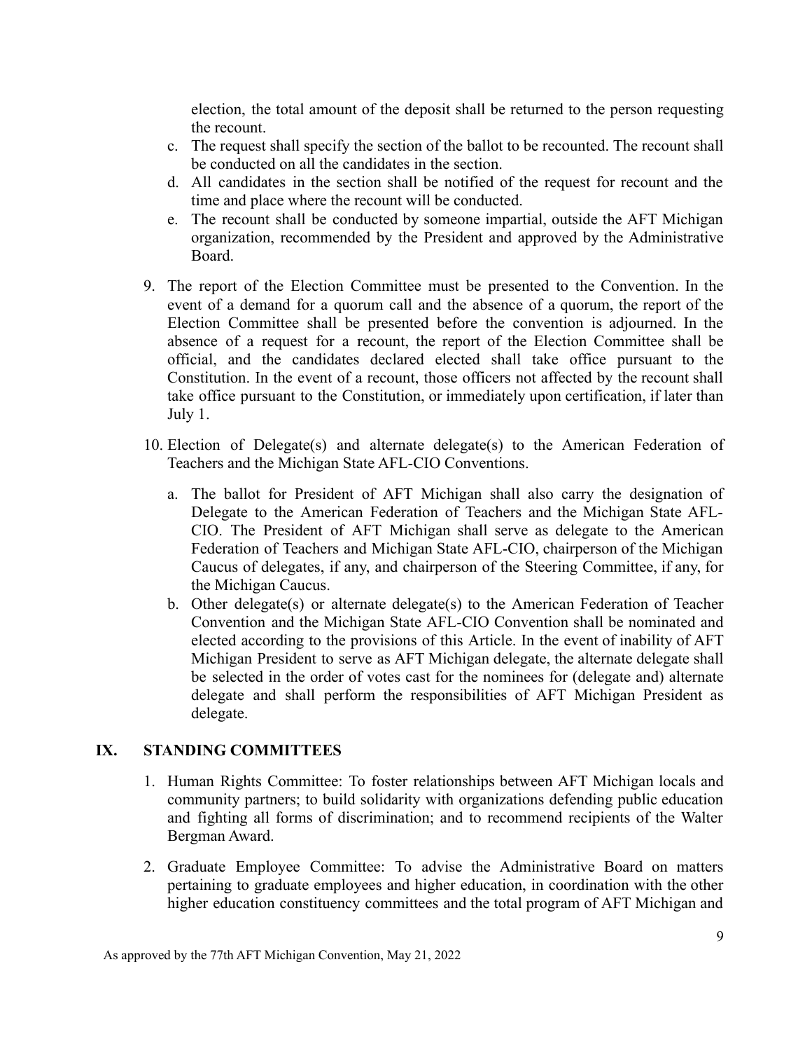election, the total amount of the deposit shall be returned to the person requesting the recount.

   c. The request shall specify the section of the ballot to be recounted. The recount shall be conducted on all the candidates in the section.
   d. All candidates in the section shall be notified of the request for recount and the time and place where the recount will be conducted.
   e. The recount shall be conducted by someone impartial, outside the AFT Michigan organization, recommended by the President and approved by the Administrative Board.

9. The report of the Election Committee must be presented to the Convention. In the event of a demand for a quorum call and the absence of a quorum, the report of the Election Committee shall be presented before the convention is adjourned. In the absence of a request for a recount, the report of the Election Committee shall be official, and the candidates declared elected shall take office pursuant to the Constitution. In the event of a recount, those officers not affected by the recount shall take office pursuant to the Constitution, or immediately upon certification, if later than July 1.

10. Election of Delegate(s) and alternate delegate(s) to the American Federation of Teachers and the Michigan State AFL-CIO Conventions.

    a. The ballot for President of AFT Michigan shall also carry the designation of Delegate to the American Federation of Teachers and the Michigan State AFL-CIO. The President of AFT Michigan shall serve as delegate to the American Federation of Teachers and Michigan State AFL-CIO, chairperson of the Michigan Caucus of delegates, if any, and chairperson of the Steering Committee, if any, for the Michigan Caucus.
    b. Other delegate(s) or alternate delegate(s) to the American Federation of Teacher Convention and the Michigan State AFL-CIO Convention shall be nominated and elected according to the provisions of this Article. In the event of inability of AFT Michigan President to serve as AFT Michigan delegate, the alternate delegate shall be selected in the order of votes cast for the nominees for (delegate and) alternate delegate and shall perform the responsibilities of AFT Michigan President as delegate.

## IX. STANDING COMMITTEES

1. Human Rights Committee: To foster relationships between AFT Michigan locals and community partners; to build solidarity with organizations defending public education and fighting all forms of discrimination; and to recommend recipients of the Walter Bergman Award.

2. Graduate Employee Committee: To advise the Administrative Board on matters pertaining to graduate employees and higher education, in coordination with the other higher education constituency committees and the total program of AFT Michigan and

As approved by the 77th AFT Michigan Convention, May 21, 2022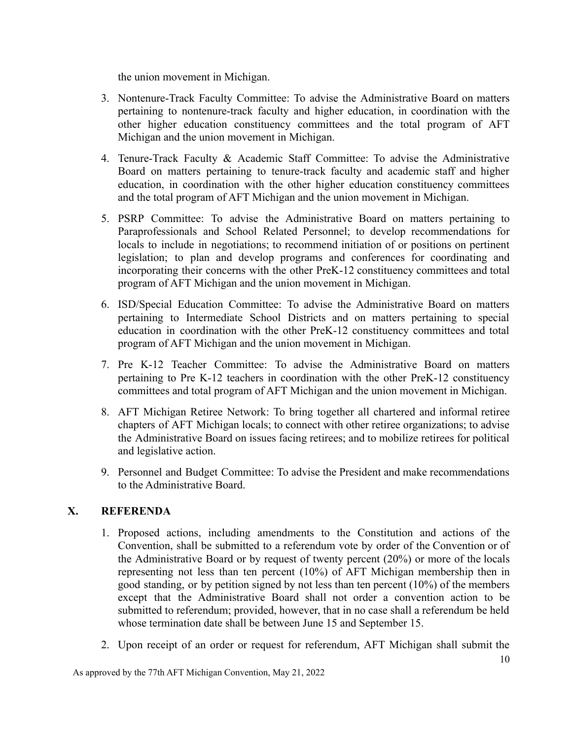the union movement in Michigan.

3. Nontenure-Track Faculty Committee: To advise the Administrative Board on matters pertaining to nontenure-track faculty and higher education, in coordination with the other higher education constituency committees and the total program of AFT Michigan and the union movement in Michigan.

4. Tenure-Track Faculty & Academic Staff Committee: To advise the Administrative Board on matters pertaining to tenure-track faculty and academic staff and higher education, in coordination with the other higher education constituency committees and the total program of AFT Michigan and the union movement in Michigan.

5. PSRP Committee: To advise the Administrative Board on matters pertaining to Paraprofessionals and School Related Personnel; to develop recommendations for locals to include in negotiations; to recommend initiation of or positions on pertinent legislation; to plan and develop programs and conferences for coordinating and incorporating their concerns with the other PreK-12 constituency committees and total program of AFT Michigan and the union movement in Michigan.

6. ISD/Special Education Committee: To advise the Administrative Board on matters pertaining to Intermediate School Districts and on matters pertaining to special education in coordination with the other PreK-12 constituency committees and total program of AFT Michigan and the union movement in Michigan.

7. Pre K-12 Teacher Committee: To advise the Administrative Board on matters pertaining to Pre K-12 teachers in coordination with the other PreK-12 constituency committees and total program of AFT Michigan and the union movement in Michigan.

8. AFT Michigan Retiree Network: To bring together all chartered and informal retiree chapters of AFT Michigan locals; to connect with other retiree organizations; to advise the Administrative Board on issues facing retirees; and to mobilize retirees for political and legislative action.

9. Personnel and Budget Committee: To advise the President and make recommendations to the Administrative Board.

## X. REFERENDA

1. Proposed actions, including amendments to the Constitution and actions of the Convention, shall be submitted to a referendum vote by order of the Convention or of the Administrative Board or by request of twenty percent (20%) or more of the locals representing not less than ten percent (10%) of AFT Michigan membership then in good standing, or by petition signed by not less than ten percent (10%) of the members except that the Administrative Board shall not order a convention action to be submitted to referendum; provided, however, that in no case shall a referendum be held whose termination date shall be between June 15 and September 15.

2. Upon receipt of an order or request for referendum, AFT Michigan shall submit the

As approved by the 77th AFT Michigan Convention, May 21, 2022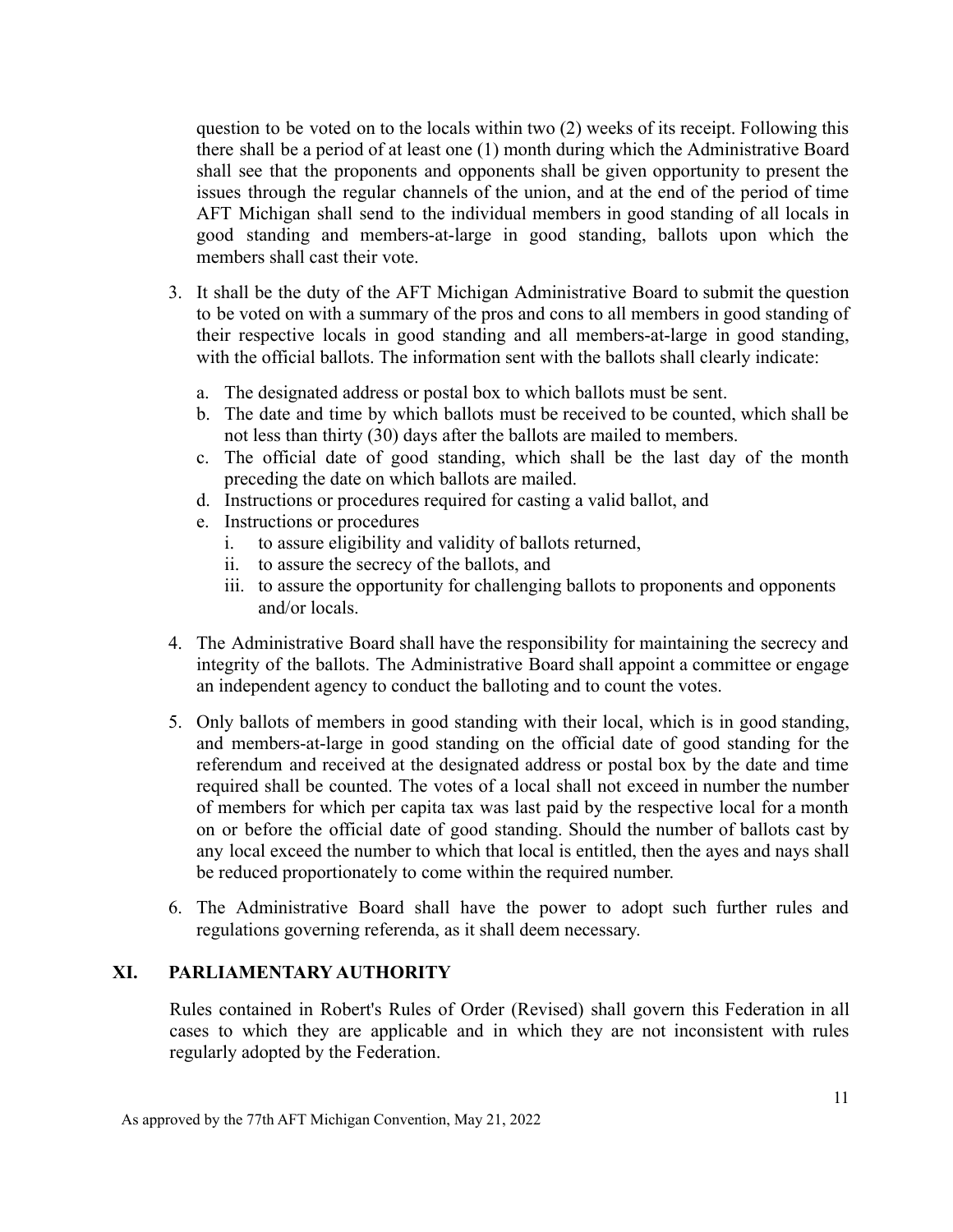question to be voted on to the locals within two (2) weeks of its receipt. Following this there shall be a period of at least one (1) month during which the Administrative Board shall see that the proponents and opponents shall be given opportunity to present the issues through the regular channels of the union, and at the end of the period of time AFT Michigan shall send to the individual members in good standing of all locals in good standing and members-at-large in good standing, ballots upon which the members shall cast their vote.

3. It shall be the duty of the AFT Michigan Administrative Board to submit the question to be voted on with a summary of the pros and cons to all members in good standing of their respective locals in good standing and all members-at-large in good standing, with the official ballots. The information sent with the ballots shall clearly indicate:
   a. The designated address or postal box to which ballots must be sent.
   b. The date and time by which ballots must be received to be counted, which shall be not less than thirty (30) days after the ballots are mailed to members.
   c. The official date of good standing, which shall be the last day of the month preceding the date on which ballots are mailed.
   d. Instructions or procedures required for casting a valid ballot, and
   e. Instructions or procedures
      i. to assure eligibility and validity of ballots returned,
      ii. to assure the secrecy of the ballots, and
      iii. to assure the opportunity for challenging ballots to proponents and opponents and/or locals.

4. The Administrative Board shall have the responsibility for maintaining the secrecy and integrity of the ballots. The Administrative Board shall appoint a committee or engage an independent agency to conduct the balloting and to count the votes.

5. Only ballots of members in good standing with their local, which is in good standing, and members-at-large in good standing on the official date of good standing for the referendum and received at the designated address or postal box by the date and time required shall be counted. The votes of a local shall not exceed in number the number of members for which per capita tax was last paid by the respective local for a month on or before the official date of good standing. Should the number of ballots cast by any local exceed the number to which that local is entitled, then the ayes and nays shall be reduced proportionately to come within the required number.

6. The Administrative Board shall have the power to adopt such further rules and regulations governing referenda, as it shall deem necessary.

## XI. PARLIAMENTARY AUTHORITY

Rules contained in Robert's Rules of Order (Revised) shall govern this Federation in all cases to which they are applicable and in which they are not inconsistent with rules regularly adopted by the Federation.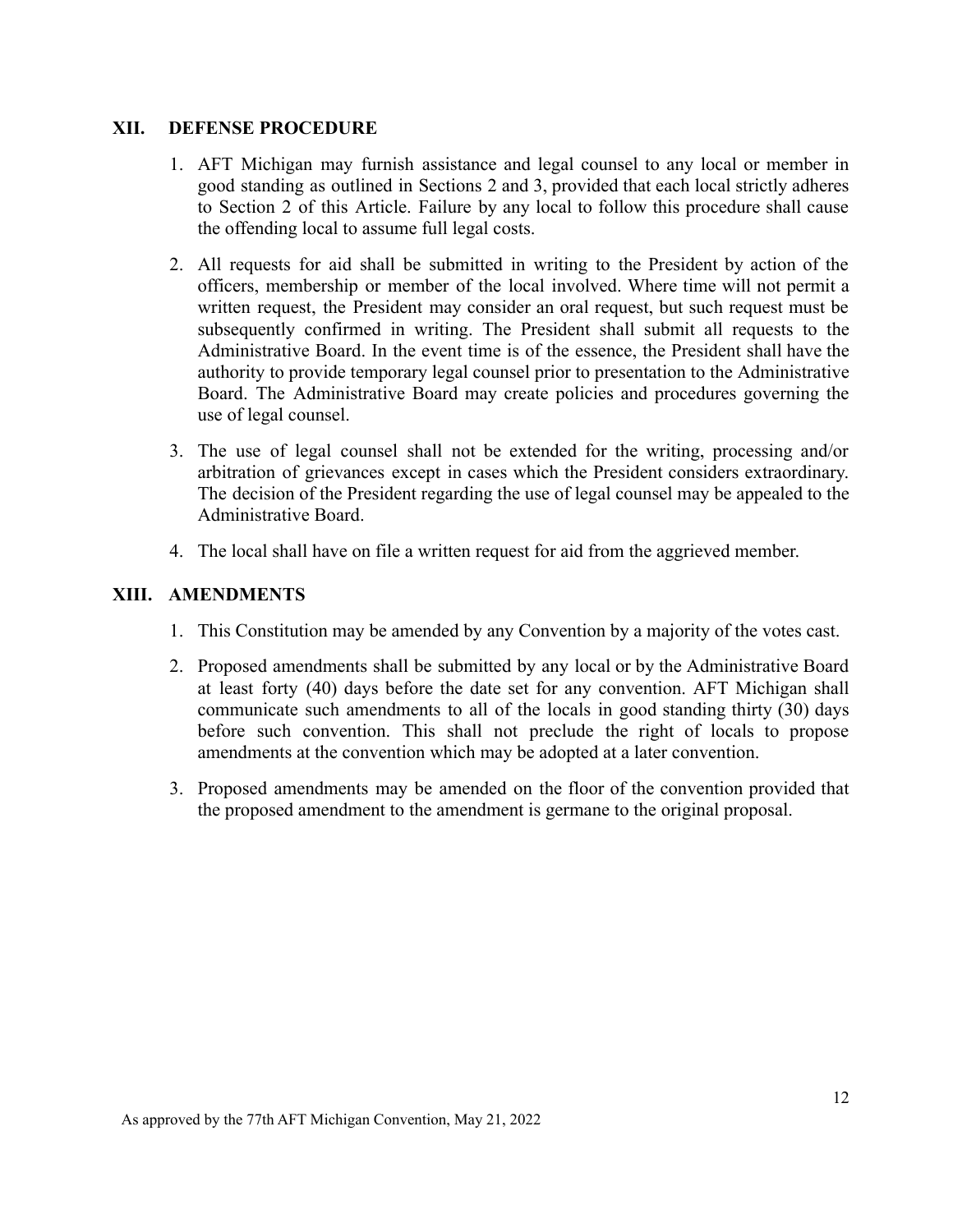## XII. DEFENSE PROCEDURE

1. AFT Michigan may furnish assistance and legal counsel to any local or member in good standing as outlined in Sections 2 and 3, provided that each local strictly adheres to Section 2 of this Article. Failure by any local to follow this procedure shall cause the offending local to assume full legal costs.
2. All requests for aid shall be submitted in writing to the President by action of the officers, membership or member of the local involved. Where time will not permit a written request, the President may consider an oral request, but such request must be subsequently confirmed in writing. The President shall submit all requests to the Administrative Board. In the event time is of the essence, the President shall have the authority to provide temporary legal counsel prior to presentation to the Administrative Board. The Administrative Board may create policies and procedures governing the use of legal counsel.
3. The use of legal counsel shall not be extended for the writing, processing and/or arbitration of grievances except in cases which the President considers extraordinary. The decision of the President regarding the use of legal counsel may be appealed to the Administrative Board.
4. The local shall have on file a written request for aid from the aggrieved member.

## XIII. AMENDMENTS

1. This Constitution may be amended by any Convention by a majority of the votes cast.
2. Proposed amendments shall be submitted by any local or by the Administrative Board at least forty (40) days before the date set for any convention. AFT Michigan shall communicate such amendments to all of the locals in good standing thirty (30) days before such convention. This shall not preclude the right of locals to propose amendments at the convention which may be adopted at a later convention.
3. Proposed amendments may be amended on the floor of the convention provided that the proposed amendment to the amendment is germane to the original proposal.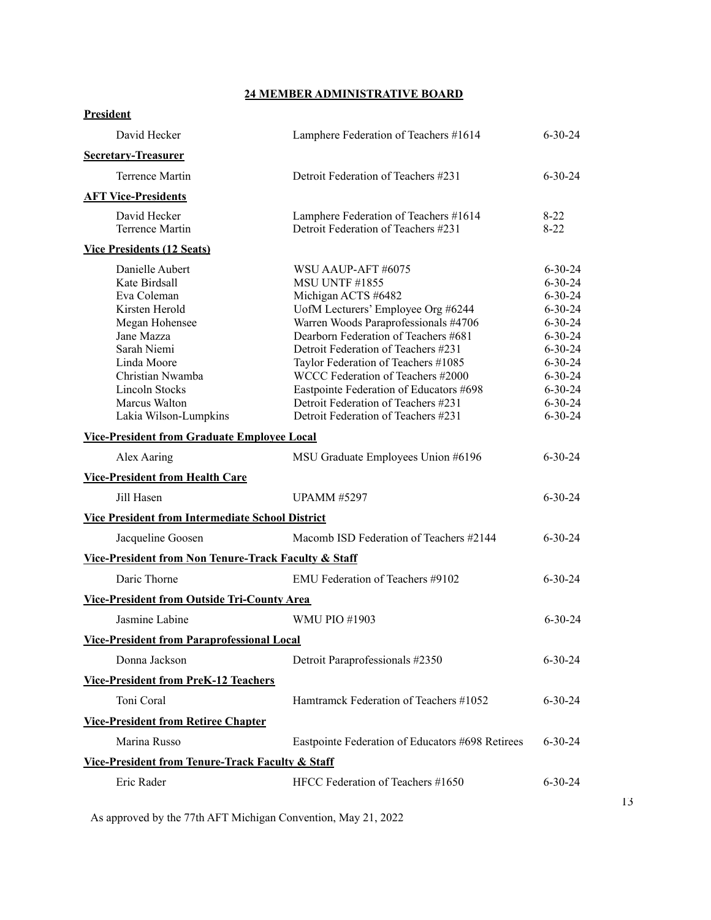## 24 MEMBER ADMINISTRATIVE BOARD

**President**

| | | |
|---|---|---|
| David Hecker | Lamphere Federation of Teachers #1614 | 6-30-24 |

**Secretary-Treasurer**

| | | |
|---|---|---|
| Terrence Martin | Detroit Federation of Teachers #231 | 6-30-24 |

**AFT Vice-Presidents**

| | | |
|---|---|---|
| David Hecker | Lamphere Federation of Teachers #1614 | 8-22 |
| Terrence Martin | Detroit Federation of Teachers #231 | 8-22 |

**Vice Presidents (12 Seats)**

| | | |
|---|---|---|
| Danielle Aubert | WSU AAUP-AFT #6075 | 6-30-24 |
| Kate Birdsall | MSU UNTF #1855 | 6-30-24 |
| Eva Coleman | Michigan ACTS #6482 | 6-30-24 |
| Kirsten Herold | UofM Lecturers' Employee Org #6244 | 6-30-24 |
| Megan Hohensee | Warren Woods Paraprofessionals #4706 | 6-30-24 |
| Jane Mazza | Dearborn Federation of Teachers #681 | 6-30-24 |
| Sarah Niemi | Detroit Federation of Teachers #231 | 6-30-24 |
| Linda Moore | Taylor Federation of Teachers #1085 | 6-30-24 |
| Christian Nwamba | WCCC Federation of Teachers #2000 | 6-30-24 |
| Lincoln Stocks | Eastpointe Federation of Educators #698 | 6-30-24 |
| Marcus Walton | Detroit Federation of Teachers #231 | 6-30-24 |
| Lakia Wilson-Lumpkins | Detroit Federation of Teachers #231 | 6-30-24 |

**Vice-President from Graduate Employee Local**

| | | |
|---|---|---|
| Alex Aaring | MSU Graduate Employees Union #6196 | 6-30-24 |

**Vice-President from Health Care**

| | | |
|---|---|---|
| Jill Hasen | UPAMM #5297 | 6-30-24 |

**Vice President from Intermediate School District**

| | | |
|---|---|---|
| Jacqueline Goosen | Macomb ISD Federation of Teachers #2144 | 6-30-24 |

**Vice-President from Non Tenure-Track Faculty & Staff**

| | | |
|---|---|---|
| Daric Thorne | EMU Federation of Teachers #9102 | 6-30-24 |

**Vice-President from Outside Tri-County Area**

| | | |
|---|---|---|
| Jasmine Labine | WMU PIO #1903 | 6-30-24 |

**Vice-President from Paraprofessional Local**

| | | |
|---|---|---|
| Donna Jackson | Detroit Paraprofessionals #2350 | 6-30-24 |

**Vice-President from PreK-12 Teachers**

| | | |
|---|---|---|
| Toni Coral | Hamtramck Federation of Teachers #1052 | 6-30-24 |

**Vice-President from Retiree Chapter**

| | | |
|---|---|---|
| Marina Russo | Eastpointe Federation of Educators #698 Retirees | 6-30-24 |

**Vice-President from Tenure-Track Faculty & Staff**

| | | |
|---|---|---|
| Eric Rader | HFCC Federation of Teachers #1650 | 6-30-24 |

As approved by the 77th AFT Michigan Convention, May 21, 2022